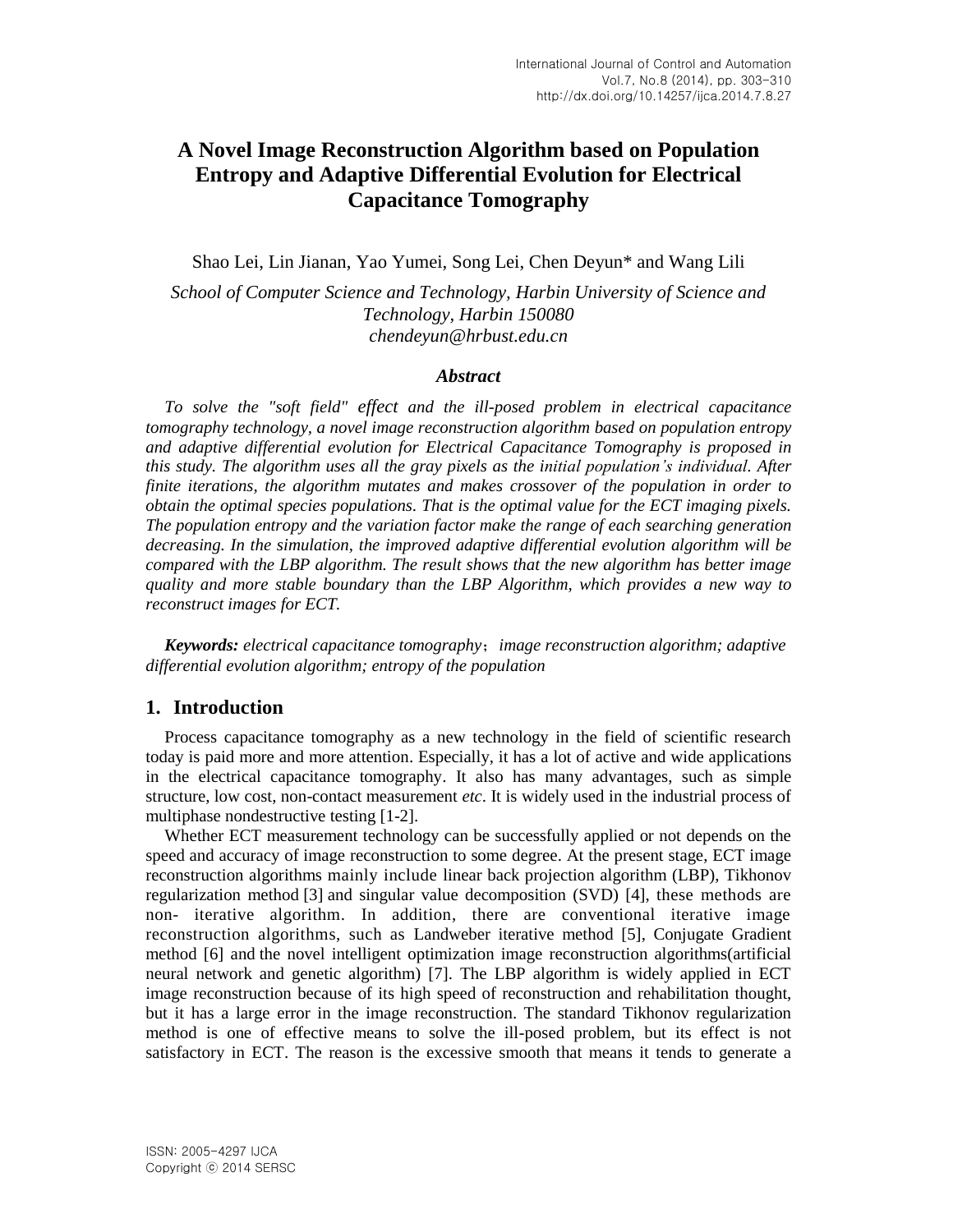# A Novel Image Reconstruction Algorithm based on Population Entropy and Adaptive Differential Evolution for Electrical Capacitance Tomography

Shao Lei, Lin Jianan, Yao Yumei, Song Lei, Chen Deyun* and Wang Lili

*School of Computer Science and Technology, Harbin University of Science and Technology, Harbin 150080*
*chendeyun@hrbust.edu.cn*

### *Abstract*

*To solve the "soft field" effect and the ill-posed problem in electrical capacitance tomography technology, a novel image reconstruction algorithm based on population entropy and adaptive differential evolution for Electrical Capacitance Tomography is proposed in this study. The algorithm uses all the gray pixels as the initial population's individual. After finite iterations, the algorithm mutates and makes crossover of the population in order to obtain the optimal species populations. That is the optimal value for the ECT imaging pixels. The population entropy and the variation factor make the range of each searching generation decreasing. In the simulation, the improved adaptive differential evolution algorithm will be compared with the LBP algorithm. The result shows that the new algorithm has better image quality and more stable boundary than the LBP Algorithm, which provides a new way to reconstruct images for ECT.*

***Keywords:*** *electrical capacitance tomography；image reconstruction algorithm; adaptive differential evolution algorithm; entropy of the population*

## 1. Introduction

Process capacitance tomography as a new technology in the field of scientific research today is paid more and more attention. Especially, it has a lot of active and wide applications in the electrical capacitance tomography. It also has many advantages, such as simple structure, low cost, non-contact measurement *etc*. It is widely used in the industrial process of multiphase nondestructive testing [1-2].

Whether ECT measurement technology can be successfully applied or not depends on the speed and accuracy of image reconstruction to some degree. At the present stage, ECT image reconstruction algorithms mainly include linear back projection algorithm (LBP), Tikhonov regularization method [3] and singular value decomposition (SVD) [4], these methods are non- iterative algorithm. In addition, there are conventional iterative image reconstruction algorithms, such as Landweber iterative method [5], Conjugate Gradient method [6] and the novel intelligent optimization image reconstruction algorithms(artificial neural network and genetic algorithm) [7]. The LBP algorithm is widely applied in ECT image reconstruction because of its high speed of reconstruction and rehabilitation thought, but it has a large error in the image reconstruction. The standard Tikhonov regularization method is one of effective means to solve the ill-posed problem, but its effect is not satisfactory in ECT. The reason is the excessive smooth that means it tends to generate a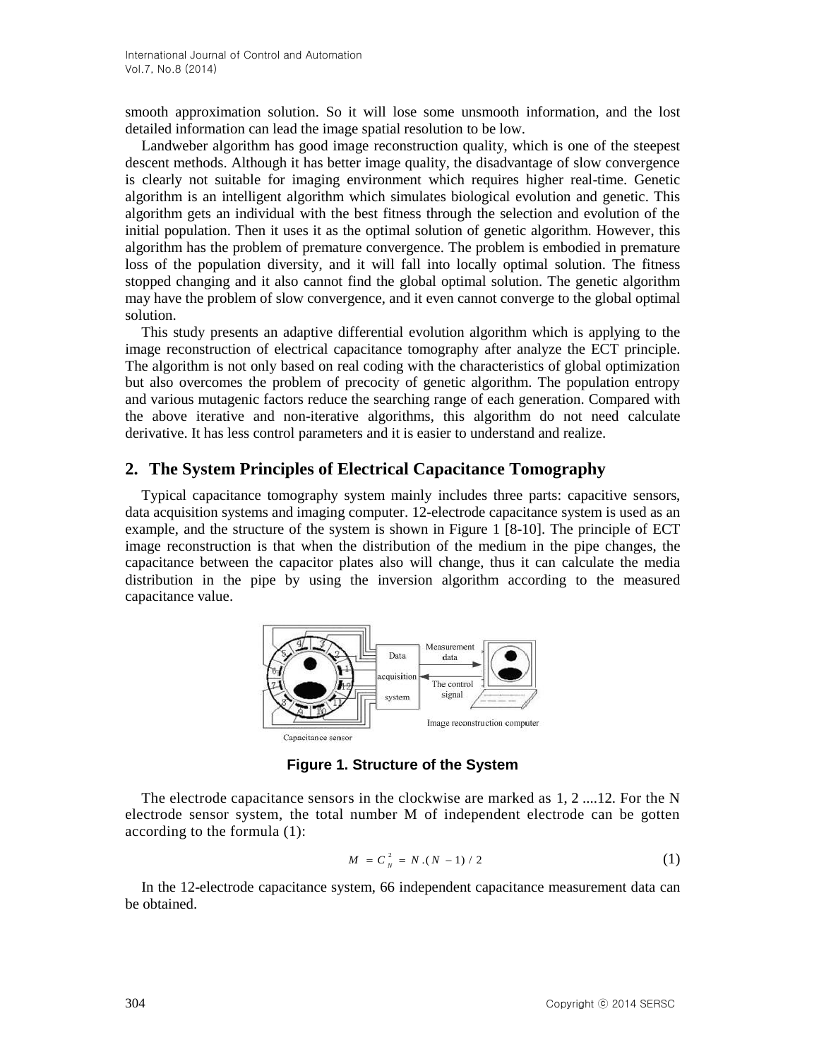smooth approximation solution. So it will lose some unsmooth information, and the lost detailed information can lead the image spatial resolution to be low.

Landweber algorithm has good image reconstruction quality, which is one of the steepest descent methods. Although it has better image quality, the disadvantage of slow convergence is clearly not suitable for imaging environment which requires higher real-time. Genetic algorithm is an intelligent algorithm which simulates biological evolution and genetic. This algorithm gets an individual with the best fitness through the selection and evolution of the initial population. Then it uses it as the optimal solution of genetic algorithm. However, this algorithm has the problem of premature convergence. The problem is embodied in premature loss of the population diversity, and it will fall into locally optimal solution. The fitness stopped changing and it also cannot find the global optimal solution. The genetic algorithm may have the problem of slow convergence, and it even cannot converge to the global optimal solution.

This study presents an adaptive differential evolution algorithm which is applying to the image reconstruction of electrical capacitance tomography after analyze the ECT principle. The algorithm is not only based on real coding with the characteristics of global optimization but also overcomes the problem of precocity of genetic algorithm. The population entropy and various mutagenic factors reduce the searching range of each generation. Compared with the above iterative and non-iterative algorithms, this algorithm do not need calculate derivative. It has less control parameters and it is easier to understand and realize.

## 2. The System Principles of Electrical Capacitance Tomography

Typical capacitance tomography system mainly includes three parts: capacitive sensors, data acquisition systems and imaging computer. 12-electrode capacitance system is used as an example, and the structure of the system is shown in Figure 1 [8-10]. The principle of ECT image reconstruction is that when the distribution of the medium in the pipe changes, the capacitance between the capacitor plates also will change, thus it can calculate the media distribution in the pipe by using the inversion algorithm according to the measured capacitance value.

Data acquisition system

Measurement data

The control signal

Image reconstruction computer

Capacitance sensor

**Figure 1. Structure of the System**

The electrode capacitance sensors in the clockwise are marked as 1, 2 ....12. For the N electrode sensor system, the total number M of independent electrode can be gotten according to the formula (1):

$$M = C_N^2 = N.(N-1)/2 \tag{1}$$

In the 12-electrode capacitance system, 66 independent capacitance measurement data can be obtained.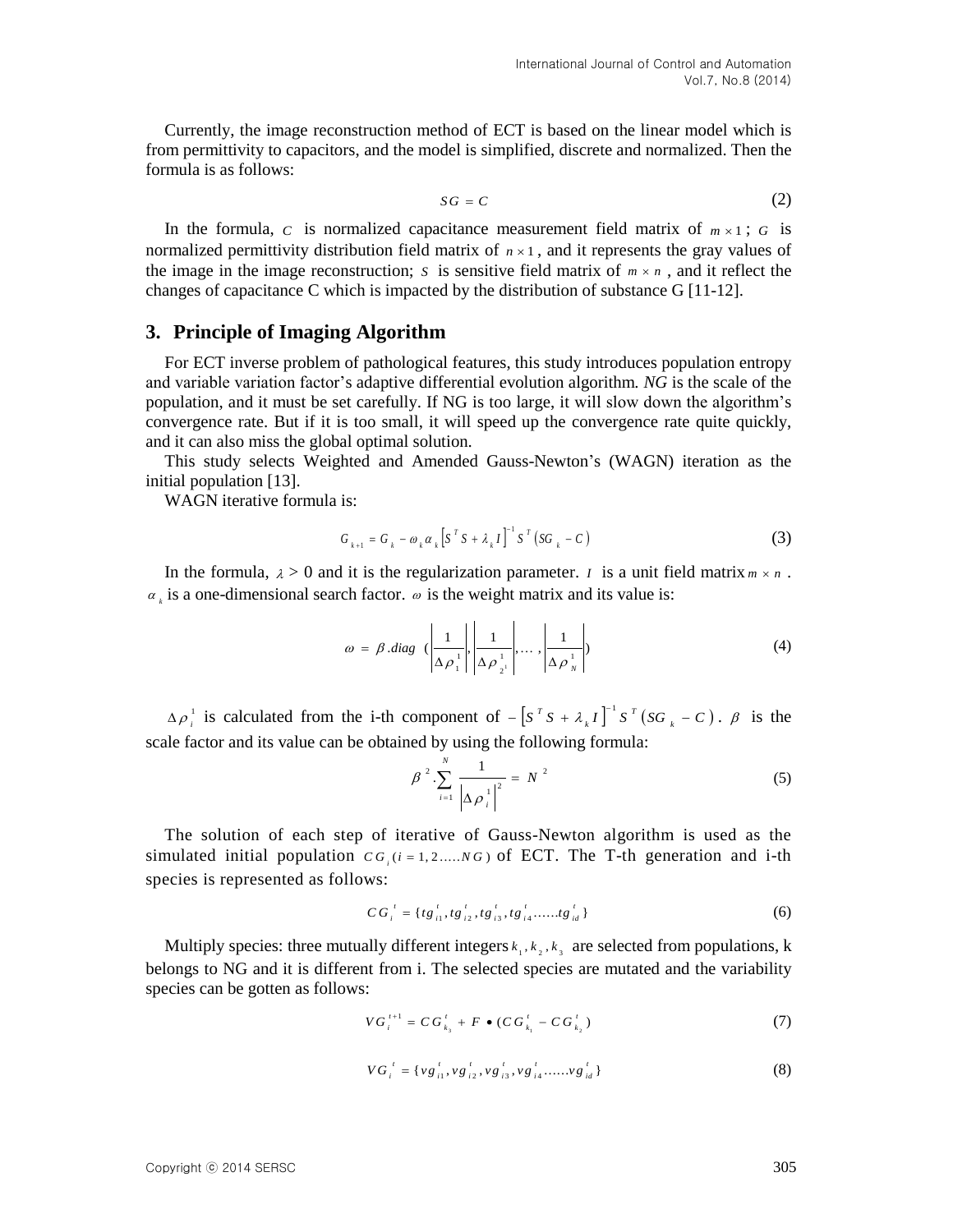Currently, the image reconstruction method of ECT is based on the linear model which is from permittivity to capacitors, and the model is simplified, discrete and normalized. Then the formula is as follows:

$$SG = C \tag{2}$$

In the formula, $C$ is normalized capacitance measurement field matrix of $m \times 1$; $G$ is normalized permittivity distribution field matrix of $n \times 1$, and it represents the gray values of the image in the image reconstruction; $S$ is sensitive field matrix of $m \times n$, and it reflect the changes of capacitance C which is impacted by the distribution of substance G [11-12].

## 3. Principle of Imaging Algorithm

For ECT inverse problem of pathological features, this study introduces population entropy and variable variation factor's adaptive differential evolution algorithm. *NG* is the scale of the population, and it must be set carefully. If NG is too large, it will slow down the algorithm's convergence rate. But if it is too small, it will speed up the convergence rate quite quickly, and it can also miss the global optimal solution.

This study selects Weighted and Amended Gauss-Newton's (WAGN) iteration as the initial population [13].

WAGN iterative formula is:

$$G_{k+1} = G_k - \omega_k \alpha_k \left[S^T S + \lambda_k I\right]^{-1} S^T \left(SG_k - C\right) \tag{3}$$

In the formula, $\lambda > 0$ and it is the regularization parameter. $I$ is a unit field matrix $m \times n$. $\alpha_k$ is a one-dimensional search factor. $\omega$ is the weight matrix and its value is:

$$\omega = \beta . diag \left( \left| \frac{1}{\Delta \rho_1^1} \right|, \left| \frac{1}{\Delta \rho_{2^1}^1} \right|, \ldots, \left| \frac{1}{\Delta \rho_N^1} \right| \right) \tag{4}$$

$\Delta \rho_i^1$ is calculated from the i-th component of $-\left[S^T S + \lambda_k I\right]^{-1} S^T \left(SG_k - C\right)$. $\beta$ is the scale factor and its value can be obtained by using the following formula:

$$\beta^2 . \sum_{i=1}^{N} \frac{1}{\left|\Delta \rho_i^1\right|^2} = N^2 \tag{5}$$

The solution of each step of iterative of Gauss-Newton algorithm is used as the simulated initial population $CG_i \, (i = 1, 2 \ldots . NG)$ of ECT. The T-th generation and i-th species is represented as follows:

$$CG_i^t = \{tg_{i1}^t, tg_{i2}^t, tg_{i3}^t, tg_{i4}^t \ldots \ldots tg_{id}^t\} \tag{6}$$

Multiply species: three mutually different integers $k_1, k_2, k_3$ are selected from populations, k belongs to NG and it is different from i. The selected species are mutated and the variability species can be gotten as follows:

$$VG_i^{t+1} = CG_{k_3}^t + F \bullet (CG_{k_1}^t - CG_{k_2}^t) \tag{7}$$

$$VG_i^t = \{vg_{i1}^t, vg_{i2}^t, vg_{i3}^t, vg_{i4}^t \ldots \ldots vg_{id}^t\} \tag{8}$$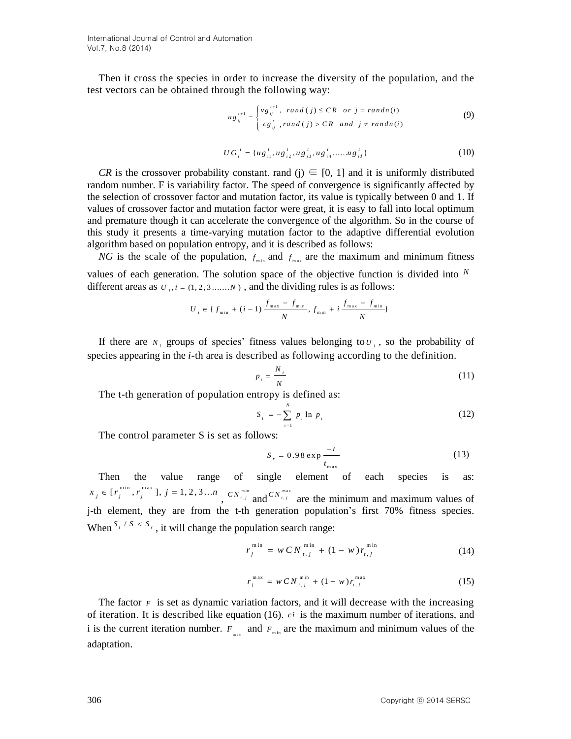Then it cross the species in order to increase the diversity of the population, and the test vectors can be obtained through the following way:

$$ug_{ij}^{t+1} = \begin{cases} vg_{ij}^{t+1}, & rand(j) \le CR \quad or \quad j = randn(i) \\ cg_{ij}^{t}, & rand(j) > CR \quad and \quad j \ne randn(i) \end{cases} \tag{9}$$

$$UG_i^t = \{ug_{i1}^t, ug_{i2}^t, ug_{i3}^t, ug_{i4}^t \ldots\ldots ug_{id}^t\} \tag{10}$$

*CR* is the crossover probability constant. rand (j) ∈ [0, 1] and it is uniformly distributed random number. F is variability factor. The speed of convergence is significantly affected by the selection of crossover factor and mutation factor, its value is typically between 0 and 1. If values of crossover factor and mutation factor were great, it is easy to fall into local optimum and premature though it can accelerate the convergence of the algorithm. So in the course of this study it presents a time-varying mutation factor to the adaptive differential evolution algorithm based on population entropy, and it is described as follows:

*NG* is the scale of the population, $f_{min}$ and $f_{max}$ are the maximum and minimum fitness values of each generation. The solution space of the objective function is divided into $N$ different areas as $U_i, i = (1, 2, 3 \ldots\ldots N)$, and the dividing rules is as follows:

$$U_i \in \{f_{min} + (i-1)\frac{f_{max} - f_{min}}{N}, f_{min} + i\frac{f_{max} - f_{min}}{N}\}$$

If there are $N_i$ groups of species' fitness values belonging to $U_i$, so the probability of species appearing in the *i*-th area is described as following according to the definition.

$$p_i = \frac{N_i}{N} \tag{11}$$

The t-th generation of population entropy is defined as:

$$S_t = -\sum_{i=1}^{N} p_i \ln p_i \tag{12}$$

The control parameter S is set as follows:

$$S_r = 0.98\exp\frac{-t}{t_{max}} \tag{13}$$

Then the value range of single element of each species is as: $x_j \in [r_j^{min}, r_j^{max}],\ j = 1, 2, 3 \ldots n$, $CN_{t,j}^{min}$ and $CN_{t,j}^{max}$ are the minimum and maximum values of j-th element, they are from the t-th generation population's first 70% fitness species. When $S_t / S < S_r$, it will change the population search range:

$$r_j^{min} = wCN_{t,j}^{min} + (1-w)r_{t,j}^{min} \tag{14}$$

$$r_j^{max} = wCN_{t,j}^{min} + (1-w)r_{t,j}^{max} \tag{15}$$

The factor $F$ is set as dynamic variation factors, and it will decrease with the increasing of iteration. It is described like equation (16). $ci$ is the maximum number of iterations, and i is the current iteration number. $F_{max}$ and $F_{min}$ are the maximum and minimum values of the adaptation.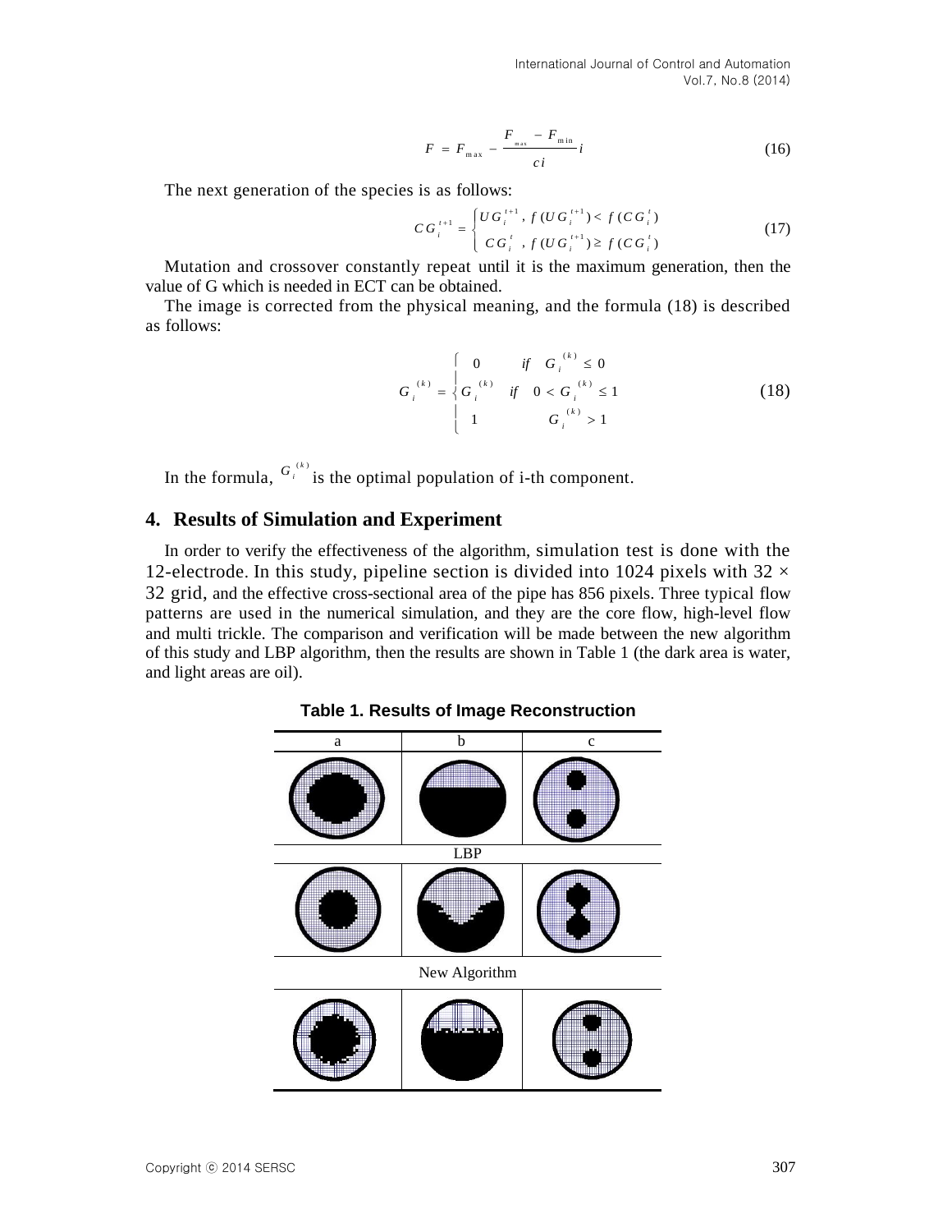$$F = F_{\max} - \frac{F_{\max} - F_{\min}}{ci} i \tag{16}$$

The next generation of the species is as follows:

$$CG_i^{t+1} = \begin{cases} UG_i^{t+1}, & f(UG_i^{t+1}) < f(CG_i^t) \\ CG_i^t, & f(UG_i^{t+1}) \geq f(CG_i^t) \end{cases} \tag{17}$$

Mutation and crossover constantly repeat until it is the maximum generation, then the value of G which is needed in ECT can be obtained.

The image is corrected from the physical meaning, and the formula (18) is described as follows:

$$G_i^{(k)} = \begin{cases} 0 & if \quad G_i^{(k)} \leq 0 \\ G_i^{(k)} & if \quad 0 < G_i^{(k)} \leq 1 \\ 1 & \quad G_i^{(k)} > 1 \end{cases} \tag{18}$$

In the formula, $G_i^{(k)}$ is the optimal population of i-th component.

## 4. Results of Simulation and Experiment

In order to verify the effectiveness of the algorithm, simulation test is done with the 12-electrode. In this study, pipeline section is divided into 1024 pixels with 32 × 32 grid, and the effective cross-sectional area of the pipe has 856 pixels. Three typical flow patterns are used in the numerical simulation, and they are the core flow, high-level flow and multi trickle. The comparison and verification will be made between the new algorithm of this study and LBP algorithm, then the results are shown in Table 1 (the dark area is water, and light areas are oil).

**Table 1. Results of Image Reconstruction**

| a | b | c |
|---|---|---|
| | | |
| LBP | | |
| | | |
| New Algorithm | | |
| | | |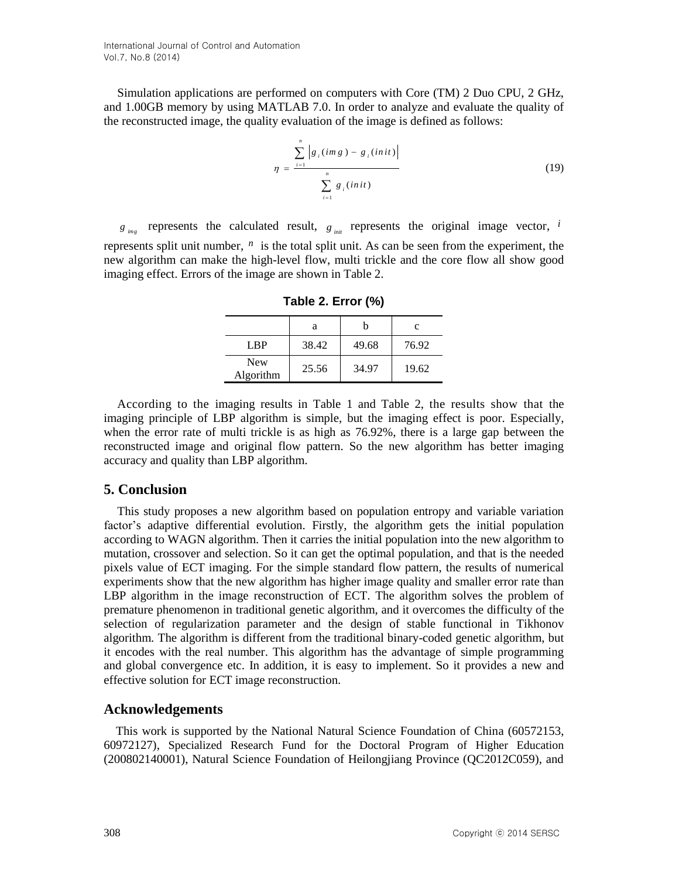Simulation applications are performed on computers with Core (TM) 2 Duo CPU, 2 GHz, and 1.00GB memory by using MATLAB 7.0. In order to analyze and evaluate the quality of the reconstructed image, the quality evaluation of the image is defined as follows:

$$\eta = \frac{\sum_{i=1}^{n} \left| g_i(img) - g_i(init) \right|}{\sum_{i=1}^{n} g_i(init)} \tag{19}$$

$g_{img}$ represents the calculated result, $g_{init}$ represents the original image vector, $i$ represents split unit number, $n$ is the total split unit. As can be seen from the experiment, the new algorithm can make the high-level flow, multi trickle and the core flow all show good imaging effect. Errors of the image are shown in Table 2.

**Table 2. Error (%)**

| | a | b | c |
|---|---|---|---|
| LBP | 38.42 | 49.68 | 76.92 |
| New Algorithm | 25.56 | 34.97 | 19.62 |

According to the imaging results in Table 1 and Table 2, the results show that the imaging principle of LBP algorithm is simple, but the imaging effect is poor. Especially, when the error rate of multi trickle is as high as 76.92%, there is a large gap between the reconstructed image and original flow pattern. So the new algorithm has better imaging accuracy and quality than LBP algorithm.

## 5. Conclusion

This study proposes a new algorithm based on population entropy and variable variation factor's adaptive differential evolution. Firstly, the algorithm gets the initial population according to WAGN algorithm. Then it carries the initial population into the new algorithm to mutation, crossover and selection. So it can get the optimal population, and that is the needed pixels value of ECT imaging. For the simple standard flow pattern, the results of numerical experiments show that the new algorithm has higher image quality and smaller error rate than LBP algorithm in the image reconstruction of ECT. The algorithm solves the problem of premature phenomenon in traditional genetic algorithm, and it overcomes the difficulty of the selection of regularization parameter and the design of stable functional in Tikhonov algorithm. The algorithm is different from the traditional binary-coded genetic algorithm, but it encodes with the real number. This algorithm has the advantage of simple programming and global convergence etc. In addition, it is easy to implement. So it provides a new and effective solution for ECT image reconstruction.

## Acknowledgements

This work is supported by the National Natural Science Foundation of China (60572153, 60972127), Specialized Research Fund for the Doctoral Program of Higher Education (200802140001), Natural Science Foundation of Heilongjiang Province (QC2012C059), and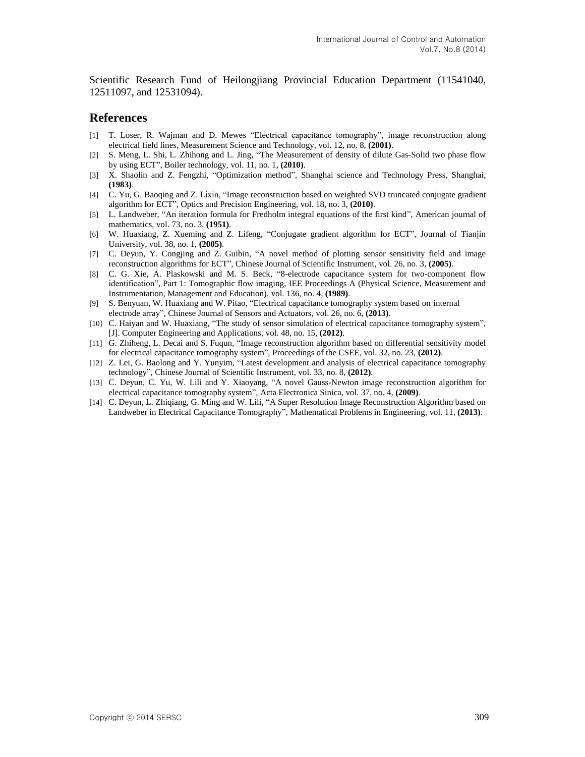Scientific Research Fund of Heilongjiang Provincial Education Department (11541040, 12511097, and 12531094).

## References

[1] T. Loser, R. Wajman and D. Mewes “Electrical capacitance tomography”, image reconstruction along electrical field lines, Measurement Science and Technology, vol. 12, no. 8, **(2001)**.

[2] S. Meng, L. Shi, L. Zhihong and L. Jing, “The Measurement of density of dilute Gas-Solid two phase flow by using ECT”, Boiler technology, vol. 11, no. 1, **(2010)**.

[3] X. Shaolin and Z. Fengzhi, “Optimization method”, Shanghai science and Technology Press, Shanghai, **(1983)**.

[4] C. Yu, G. Baoqing and Z. Lixin, “Image reconstruction based on weighted SVD truncated conjugate gradient algorithm for ECT”, Optics and Precision Engineering, vol. 18, no. 3, **(2010)**.

[5] L. Landweber, “An iteration formula for Fredholm integral equations of the first kind”, American journal of mathematics, vol. 73, no. 3, **(1951)**.

[6] W. Huaxiang, Z. Xueming and Z. Lifeng, “Conjugate gradient algorithm for ECT”, Journal of Tianjin University, vol. 38, no. 1, **(2005)**.

[7] C. Deyun, Y. Congjing and Z. Guibin, “A novel method of plotting sensor sensitivity field and image reconstruction algorithms for ECT”, Chinese Journal of Scientific Instrument, vol. 26, no. 3, **(2005)**.

[8] C. G. Xie, A. Plaskowski and M. S. Beck, “8-electrode capacitance system for two-component flow identification”, Part 1: Tomographic flow imaging, IEE Proceedings A (Physical Science, Measurement and Instrumentation, Management and Education), vol. 136, no. 4, **(1989)**.

[9] S. Benyuan, W. Huaxiang and W. Pitao, “Electrical capacitance tomography system based on internal electrode array”, Chinese Journal of Sensors and Actuators, vol. 26, no. 6, **(2013)**.

[10] C. Haiyan and W. Huaxiang, “The study of sensor simulation of electrical capacitance tomography system”, [J]. Computer Engineering and Applications, vol. 48, no. 15, **(2012)**.

[11] G. Zhiheng, L. Decai and S. Fuqun, “Image reconstruction algorithm based on differential sensitivity model for electrical capacitance tomography system”, Proceedings of the CSEE, vol. 32, no. 23, **(2012)**.

[12] Z. Lei, G. Baolong and Y. Yunyim, “Latest development and analysis of electrical capacitance tomography technology”, Chinese Journal of Scientific Instrument, vol. 33, no. 8, **(2012)**.

[13] C. Deyun, C. Yu, W. Lili and Y. Xiaoyang, “A novel Gauss-Newton image reconstruction algorithm for electrical capacitance tomography system”, Acta Electronica Sinica, vol. 37, no. 4, **(2009)**.

[14] C. Deyun, L. Zhiqiang, G. Ming and W. Lili, “A Super Resolution Image Reconstruction Algorithm based on Landweber in Electrical Capacitance Tomography”, Mathematical Problems in Engineering, vol. 11, **(2013)**.